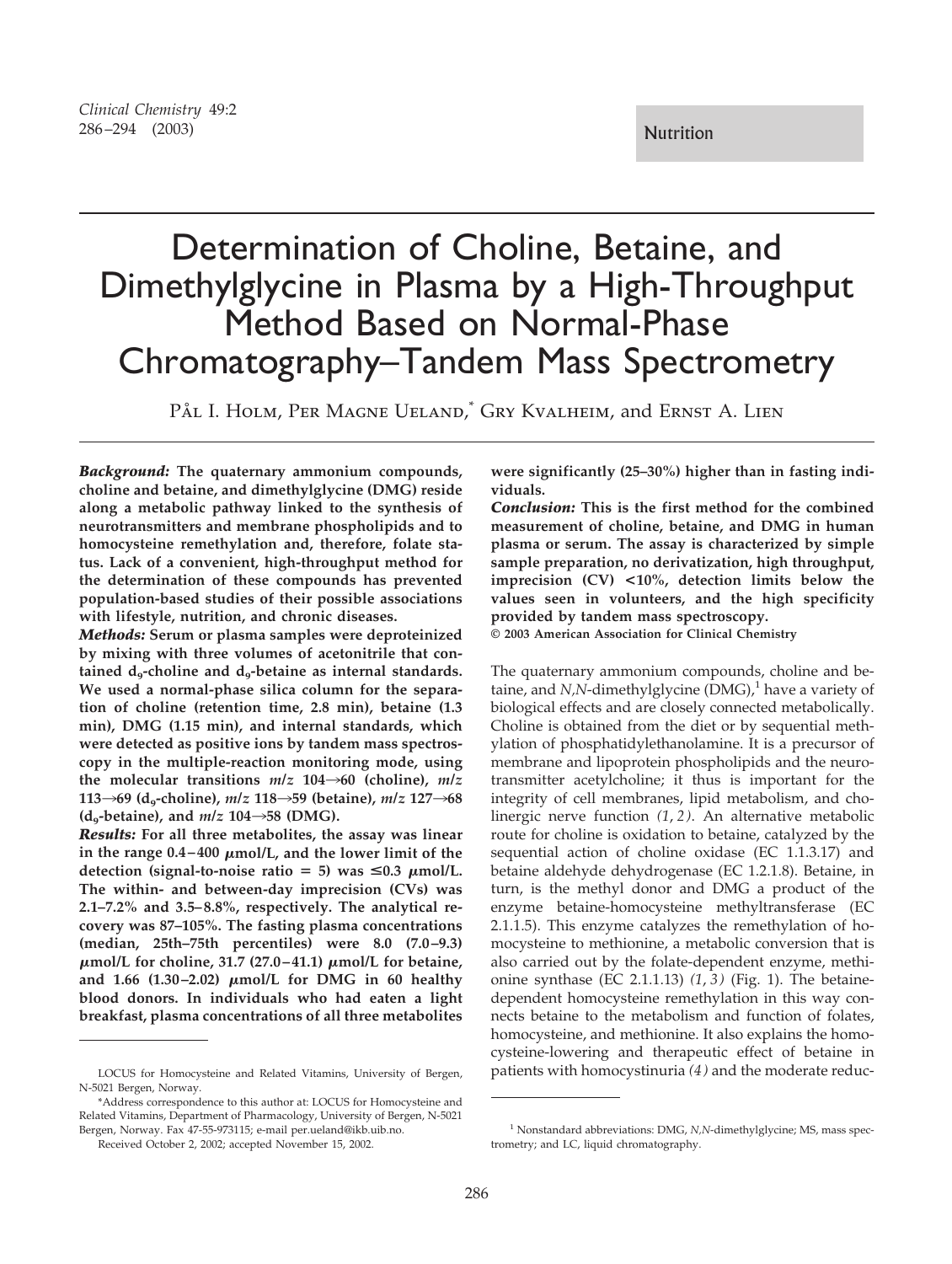Nutrition

# Determination of Choline, Betaine, and Dimethylglycine in Plasma by a High-Throughput Method Based on Normal-Phase Chromatography–Tandem Mass Spectrometry

Pål I. Holm, Per Magne Ueland,* Gry Kvalheim, and Ernst A. Lien

***Background:*** **The quaternary ammonium compounds, choline and betaine, and dimethylglycine (DMG) reside along a metabolic pathway linked to the synthesis of neurotransmitters and membrane phospholipids and to homocysteine remethylation and, therefore, folate status. Lack of a convenient, high-throughput method for the determination of these compounds has prevented population-based studies of their possible associations with lifestyle, nutrition, and chronic diseases.**

***Methods:*** **Serum or plasma samples were deproteinized by mixing with three volumes of acetonitrile that contained $d_9$-choline and $d_9$-betaine as internal standards. We used a normal-phase silica column for the separation of choline (retention time, 2.8 min), betaine (1.3 min), DMG (1.15 min), and internal standards, which were detected as positive ions by tandem mass spectroscopy in the multiple-reaction monitoring mode, using the molecular transitions *m/z* 104→60 (choline), *m/z* 113→69 ($d_9$-choline), *m/z* 118→59 (betaine), *m/z* 127→68 ($d_9$-betaine), and *m/z* 104→58 (DMG).**

***Results:*** **For all three metabolites, the assay was linear in the range 0.4–400 μmol/L, and the lower limit of the detection (signal-to-noise ratio = 5) was ≤0.3 μmol/L. The within- and between-day imprecision (CVs) was 2.1–7.2% and 3.5–8.8%, respectively. The analytical recovery was 87–105%. The fasting plasma concentrations (median, 25th–75th percentiles) were 8.0 (7.0–9.3) μmol/L for choline, 31.7 (27.0–41.1) μmol/L for betaine, and 1.66 (1.30–2.02) μmol/L for DMG in 60 healthy blood donors. In individuals who had eaten a light breakfast, plasma concentrations of all three metabolites were significantly (25–30%) higher than in fasting individuals.**

***Conclusion:*** **This is the first method for the combined measurement of choline, betaine, and DMG in human plasma or serum. The assay is characterized by simple sample preparation, no derivatization, high throughput, imprecision (CV) <10%, detection limits below the values seen in volunteers, and the high specificity provided by tandem mass spectroscopy.**

**© 2003 American Association for Clinical Chemistry**

The quaternary ammonium compounds, choline and betaine, and *N,N*-dimethylglycine (DMG),[1] have a variety of biological effects and are closely connected metabolically. Choline is obtained from the diet or by sequential methylation of phosphatidylethanolamine. It is a precursor of membrane and lipoprotein phospholipids and the neurotransmitter acetylcholine; it thus is important for the integrity of cell membranes, lipid metabolism, and cholinergic nerve function *(1, 2)*. An alternative metabolic route for choline is oxidation to betaine, catalyzed by the sequential action of choline oxidase (EC 1.1.3.17) and betaine aldehyde dehydrogenase (EC 1.2.1.8). Betaine, in turn, is the methyl donor and DMG a product of the enzyme betaine-homocysteine methyltransferase (EC 2.1.1.5). This enzyme catalyzes the remethylation of homocysteine to methionine, a metabolic conversion that is also carried out by the folate-dependent enzyme, methionine synthase (EC 2.1.1.13) *(1, 3)* (Fig. 1). The betaine-dependent homocysteine remethylation in this way connects betaine to the metabolism and function of folates, homocysteine, and methionine. It also explains the homocysteine-lowering and therapeutic effect of betaine in patients with homocystinuria *(4)* and the moderate reduc-

LOCUS for Homocysteine and Related Vitamins, University of Bergen, N-5021 Bergen, Norway.

*Address correspondence to this author at: LOCUS for Homocysteine and Related Vitamins, Department of Pharmacology, University of Bergen, N-5021 Bergen, Norway. Fax 47-55-973115; e-mail per.ueland@ikb.uib.no.

Received October 2, 2002; accepted November 15, 2002.

[1] Nonstandard abbreviations: DMG, *N,N*-dimethylglycine; MS, mass spectrometry; and LC, liquid chromatography.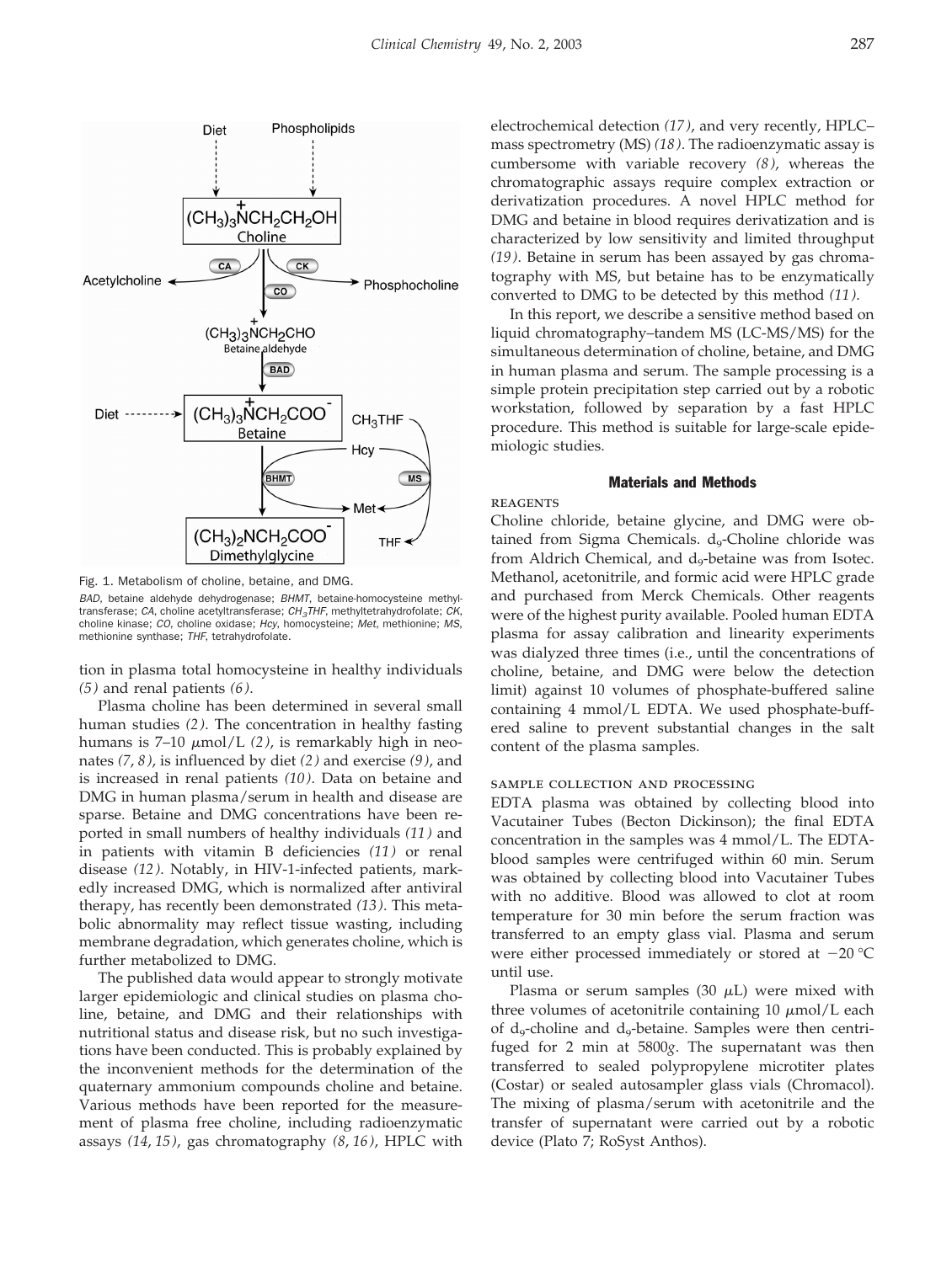Fig. 1. Metabolism of choline, betaine, and DMG.

*BAD*, betaine aldehyde dehydrogenase; *BHMT*, betaine-homocysteine methyltransferase; *CA*, choline acetyltransferase; *$CH_3THF$*, methyltetrahydrofolate; *CK*, choline kinase; *CO*, choline oxidase; *Hcy*, homocysteine; *Met*, methionine; *MS*, methionine synthase; *THF*, tetrahydrofolate.

tion in plasma total homocysteine in healthy individuals *(5)* and renal patients *(6)*.

Plasma choline has been determined in several small human studies *(2)*. The concentration in healthy fasting humans is 7–10 μmol/L *(2)*, is remarkably high in neonates *(7, 8)*, is influenced by diet *(2)* and exercise *(9)*, and is increased in renal patients *(10)*. Data on betaine and DMG in human plasma/serum in health and disease are sparse. Betaine and DMG concentrations have been reported in small numbers of healthy individuals *(11)* and in patients with vitamin B deficiencies *(11)* or renal disease *(12)*. Notably, in HIV-1-infected patients, markedly increased DMG, which is normalized after antiviral therapy, has recently been demonstrated *(13)*. This metabolic abnormality may reflect tissue wasting, including membrane degradation, which generates choline, which is further metabolized to DMG.

The published data would appear to strongly motivate larger epidemiologic and clinical studies on plasma choline, betaine, and DMG and their relationships with nutritional status and disease risk, but no such investigations have been conducted. This is probably explained by the inconvenient methods for the determination of the quaternary ammonium compounds choline and betaine. Various methods have been reported for the measurement of plasma free choline, including radioenzymatic assays *(14, 15)*, gas chromatography *(8, 16)*, HPLC with electrochemical detection *(17)*, and very recently, HPLC–mass spectrometry (MS) *(18)*. The radioenzymatic assay is cumbersome with variable recovery *(8)*, whereas the chromatographic assays require complex extraction or derivatization procedures. A novel HPLC method for DMG and betaine in blood requires derivatization and is characterized by low sensitivity and limited throughput *(19)*. Betaine in serum has been assayed by gas chromatography with MS, but betaine has to be enzymatically converted to DMG to be detected by this method *(11)*.

In this report, we describe a sensitive method based on liquid chromatography–tandem MS (LC-MS/MS) for the simultaneous determination of choline, betaine, and DMG in human plasma and serum. The sample processing is a simple protein precipitation step carried out by a robotic workstation, followed by separation by a fast HPLC procedure. This method is suitable for large-scale epidemiologic studies.

## Materials and Methods

### REAGENTS

Choline chloride, betaine glycine, and DMG were obtained from Sigma Chemicals. $d_9$-Choline chloride was from Aldrich Chemical, and $d_9$-betaine was from Isotec. Methanol, acetonitrile, and formic acid were HPLC grade and purchased from Merck Chemicals. Other reagents were of the highest purity available. Pooled human EDTA plasma for assay calibration and linearity experiments was dialyzed three times (i.e., until the concentrations of choline, betaine, and DMG were below the detection limit) against 10 volumes of phosphate-buffered saline containing 4 mmol/L EDTA. We used phosphate-buffered saline to prevent substantial changes in the salt content of the plasma samples.

### SAMPLE COLLECTION AND PROCESSING

EDTA plasma was obtained by collecting blood into Vacutainer Tubes (Becton Dickinson); the final EDTA concentration in the samples was 4 mmol/L. The EDTA-blood samples were centrifuged within 60 min. Serum was obtained by collecting blood into Vacutainer Tubes with no additive. Blood was allowed to clot at room temperature for 30 min before the serum fraction was transferred to an empty glass vial. Plasma and serum were either processed immediately or stored at −20 °C until use.

Plasma or serum samples (30 μL) were mixed with three volumes of acetonitrile containing 10 μmol/L each of $d_9$-choline and $d_9$-betaine. Samples were then centrifuged for 2 min at 5800*g*. The supernatant was then transferred to sealed polypropylene microtiter plates (Costar) or sealed autosampler glass vials (Chromacol). The mixing of plasma/serum with acetonitrile and the transfer of supernatant were carried out by a robotic device (Plato 7; RoSyst Anthos).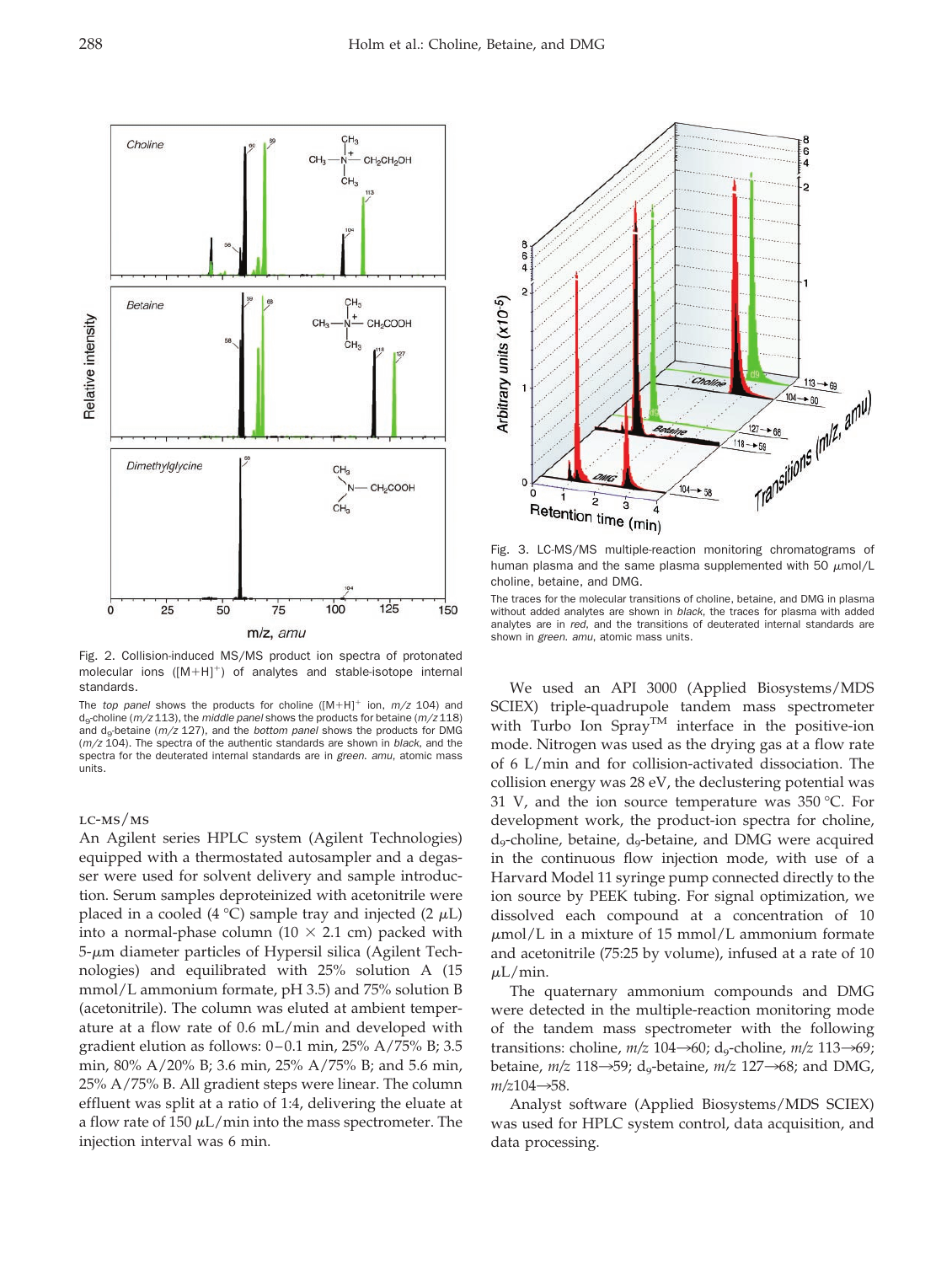Fig. 2. Collision-induced MS/MS product ion spectra of protonated molecular ions ($[M+H]^+$) of analytes and stable-isotope internal standards.

The *top panel* shows the products for choline ($[M+H]^+$ ion, $m/z$ 104) and $d_9$-choline ($m/z$ 113), the *middle panel* shows the products for betaine ($m/z$ 118) and $d_9$-betaine ($m/z$ 127), and the *bottom panel* shows the products for DMG ($m/z$ 104). The spectra of the authentic standards are shown in *black*, and the spectra for the deuterated internal standards are in *green*. *amu*, atomic mass units.

Fig. 3. LC-MS/MS multiple-reaction monitoring chromatograms of human plasma and the same plasma supplemented with 50 μmol/L choline, betaine, and DMG.

The traces for the molecular transitions of choline, betaine, and DMG in plasma without added analytes are shown in *black*, the traces for plasma with added analytes are in *red*, and the transitions of deuterated internal standards are shown in *green*. *amu*, atomic mass units.

### LC-MS/MS

An Agilent series HPLC system (Agilent Technologies) equipped with a thermostated autosampler and a degasser were used for solvent delivery and sample introduction. Serum samples deproteinized with acetonitrile were placed in a cooled (4 °C) sample tray and injected (2 μL) into a normal-phase column (10 × 2.1 cm) packed with 5-μm diameter particles of Hypersil silica (Agilent Technologies) and equilibrated with 25% solution A (15 mmol/L ammonium formate, pH 3.5) and 75% solution B (acetonitrile). The column was eluted at ambient temperature at a flow rate of 0.6 mL/min and developed with gradient elution as follows: 0–0.1 min, 25% A/75% B; 3.5 min, 80% A/20% B; 3.6 min, 25% A/75% B; and 5.6 min, 25% A/75% B. All gradient steps were linear. The column effluent was split at a ratio of 1:4, delivering the eluate at a flow rate of 150 μL/min into the mass spectrometer. The injection interval was 6 min.

We used an API 3000 (Applied Biosystems/MDS SCIEX) triple-quadrupole tandem mass spectrometer with Turbo Ion Spray™ interface in the positive-ion mode. Nitrogen was used as the drying gas at a flow rate of 6 L/min and for collision-activated dissociation. The collision energy was 28 eV, the declustering potential was 31 V, and the ion source temperature was 350 °C. For development work, the product-ion spectra for choline, $d_9$-choline, betaine, $d_9$-betaine, and DMG were acquired in the continuous flow injection mode, with use of a Harvard Model 11 syringe pump connected directly to the ion source by PEEK tubing. For signal optimization, we dissolved each compound at a concentration of 10 μmol/L in a mixture of 15 mmol/L ammonium formate and acetonitrile (75:25 by volume), infused at a rate of 10 μL/min.

The quaternary ammonium compounds and DMG were detected in the multiple-reaction monitoring mode of the tandem mass spectrometer with the following transitions: choline, $m/z$ 104→60; $d_9$-choline, $m/z$ 113→69; betaine, $m/z$ 118→59; $d_9$-betaine, $m/z$ 127→68; and DMG, $m/z$ 104→58.

Analyst software (Applied Biosystems/MDS SCIEX) was used for HPLC system control, data acquisition, and data processing.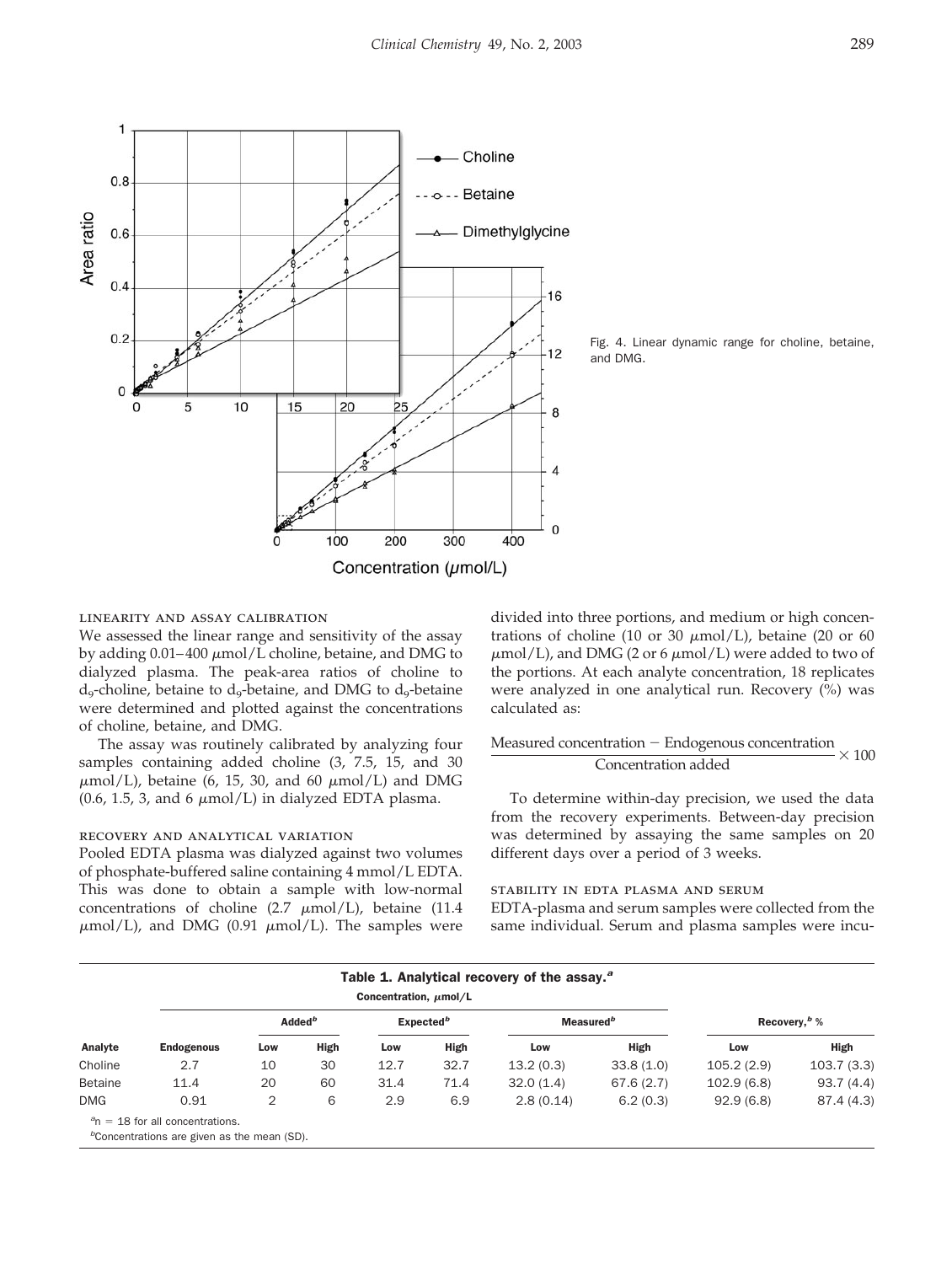Fig. 4. Linear dynamic range for choline, betaine, and DMG.

### LINEARITY AND ASSAY CALIBRATION

We assessed the linear range and sensitivity of the assay by adding 0.01–400 μmol/L choline, betaine, and DMG to dialyzed plasma. The peak-area ratios of choline to $d_9$-choline, betaine to $d_9$-betaine, and DMG to $d_9$-betaine were determined and plotted against the concentrations of choline, betaine, and DMG.

The assay was routinely calibrated by analyzing four samples containing added choline (3, 7.5, 15, and 30 μmol/L), betaine (6, 15, 30, and 60 μmol/L) and DMG (0.6, 1.5, 3, and 6 μmol/L) in dialyzed EDTA plasma.

### RECOVERY AND ANALYTICAL VARIATION

Pooled EDTA plasma was dialyzed against two volumes of phosphate-buffered saline containing 4 mmol/L EDTA. This was done to obtain a sample with low-normal concentrations of choline (2.7 μmol/L), betaine (11.4 μmol/L), and DMG (0.91 μmol/L). The samples were divided into three portions, and medium or high concentrations of choline (10 or 30 μmol/L), betaine (20 or 60 μmol/L), and DMG (2 or 6 μmol/L) were added to two of the portions. At each analyte concentration, 18 replicates were analyzed in one analytical run. Recovery (%) was calculated as:

$$\frac{\text{Measured concentration} - \text{Endogenous concentration}}{\text{Concentration added}} \times 100$$

To determine within-day precision, we used the data from the recovery experiments. Between-day precision was determined by assaying the same samples on 20 different days over a period of 3 weeks.

### STABILITY IN EDTA PLASMA AND SERUM

EDTA-plasma and serum samples were collected from the same individual. Serum and plasma samples were incu-

**Table 1. Analytical recovery of the assay.[a]**

| | Concentration, μmol/L | | | | | | | | |
|---|---|---|---|---|---|---|---|---|---|
| | | Added[b] | | Expected[b] | | Measured[b] | | Recovery,[b] % | |
| Analyte | Endogenous | Low | High | Low | High | Low | High | Low | High |
| Choline | 2.7 | 10 | 30 | 12.7 | 32.7 | 13.2 (0.3) | 33.8 (1.0) | 105.2 (2.9) | 103.7 (3.3) |
| Betaine | 11.4 | 20 | 60 | 31.4 | 71.4 | 32.0 (1.4) | 67.6 (2.7) | 102.9 (6.8) | 93.7 (4.4) |
| DMG | 0.91 | 2 | 6 | 2.9 | 6.9 | 2.8 (0.14) | 6.2 (0.3) | 92.9 (6.8) | 87.4 (4.3) |

[a] n = 18 for all concentrations.
[b] Concentrations are given as the mean (SD).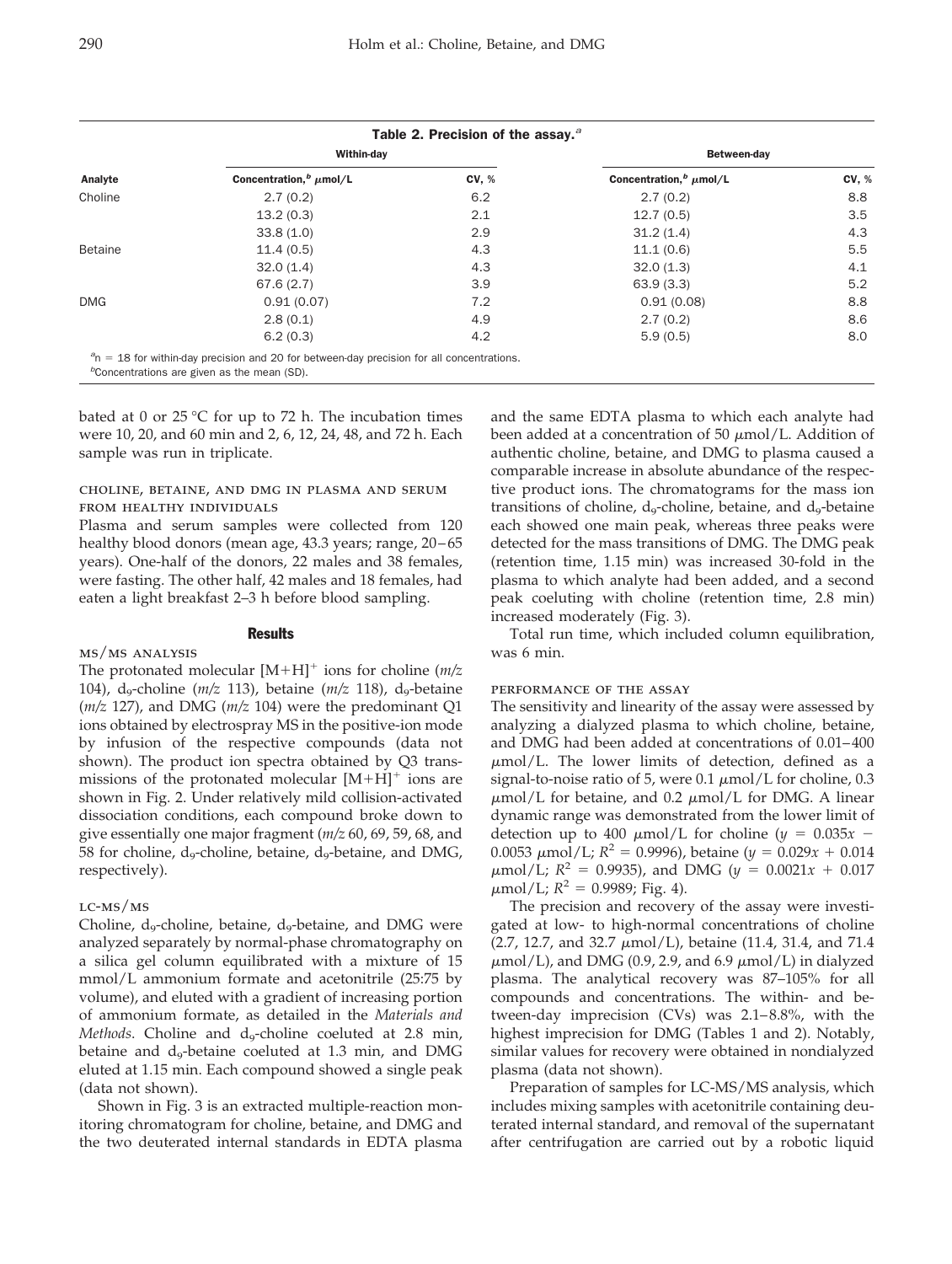**Table 2. Precision of the assay.**[a]

| Analyte | Within-day | | Between-day | |
|---|---|---|---|---|
| | Concentration,[b] μmol/L | CV, % | Concentration,[b] μmol/L | CV, % |
| Choline | 2.7 (0.2) | 6.2 | 2.7 (0.2) | 8.8 |
| | 13.2 (0.3) | 2.1 | 12.7 (0.5) | 3.5 |
| | 33.8 (1.0) | 2.9 | 31.2 (1.4) | 4.3 |
| Betaine | 11.4 (0.5) | 4.3 | 11.1 (0.6) | 5.5 |
| | 32.0 (1.4) | 4.3 | 32.0 (1.3) | 4.1 |
| | 67.6 (2.7) | 3.9 | 63.9 (3.3) | 5.2 |
| DMG | 0.91 (0.07) | 7.2 | 0.91 (0.08) | 8.8 |
| | 2.8 (0.1) | 4.9 | 2.7 (0.2) | 8.6 |
| | 6.2 (0.3) | 4.2 | 5.9 (0.5) | 8.0 |

[a] n = 18 for within-day precision and 20 for between-day precision for all concentrations.
[b] Concentrations are given as the mean (SD).

bated at 0 or 25 °C for up to 72 h. The incubation times were 10, 20, and 60 min and 2, 6, 12, 24, 48, and 72 h. Each sample was run in triplicate.

### Choline, Betaine, and DMG in Plasma and Serum from Healthy Individuals

Plasma and serum samples were collected from 120 healthy blood donors (mean age, 43.3 years; range, 20–65 years). One-half of the donors, 22 males and 38 females, were fasting. The other half, 42 males and 18 females, had eaten a light breakfast 2–3 h before blood sampling.

## Results

### MS/MS Analysis

The protonated molecular $[M+H]^+$ ions for choline (*m/z* 104), $d_9$-choline (*m/z* 113), betaine (*m/z* 118), $d_9$-betaine (*m/z* 127), and DMG (*m/z* 104) were the predominant Q1 ions obtained by electrospray MS in the positive-ion mode by infusion of the respective compounds (data not shown). The product ion spectra obtained by Q3 transmissions of the protonated molecular $[M+H]^+$ ions are shown in Fig. 2. Under relatively mild collision-activated dissociation conditions, each compound broke down to give essentially one major fragment (*m/z* 60, 69, 59, 68, and 58 for choline, $d_9$-choline, betaine, $d_9$-betaine, and DMG, respectively).

### LC-MS/MS

Choline, $d_9$-choline, betaine, $d_9$-betaine, and DMG were analyzed separately by normal-phase chromatography on a silica gel column equilibrated with a mixture of 15 mmol/L ammonium formate and acetonitrile (25:75 by volume), and eluted with a gradient of increasing portion of ammonium formate, as detailed in the *Materials and Methods*. Choline and $d_9$-choline coeluted at 2.8 min, betaine and $d_9$-betaine coeluted at 1.3 min, and DMG eluted at 1.15 min. Each compound showed a single peak (data not shown).

Shown in Fig. 3 is an extracted multiple-reaction monitoring chromatogram for choline, betaine, and DMG and the two deuterated internal standards in EDTA plasma and the same EDTA plasma to which each analyte had been added at a concentration of 50 μmol/L. Addition of authentic choline, betaine, and DMG to plasma caused a comparable increase in absolute abundance of the respective product ions. The chromatograms for the mass ion transitions of choline, $d_9$-choline, betaine, and $d_9$-betaine each showed one main peak, whereas three peaks were detected for the mass transitions of DMG. The DMG peak (retention time, 1.15 min) was increased 30-fold in the plasma to which analyte had been added, and a second peak coeluting with choline (retention time, 2.8 min) increased moderately (Fig. 3).

Total run time, which included column equilibration, was 6 min.

### Performance of the Assay

The sensitivity and linearity of the assay were assessed by analyzing a dialyzed plasma to which choline, betaine, and DMG had been added at concentrations of 0.01–400 μmol/L. The lower limits of detection, defined as a signal-to-noise ratio of 5, were 0.1 μmol/L for choline, 0.3 μmol/L for betaine, and 0.2 μmol/L for DMG. A linear dynamic range was demonstrated from the lower limit of detection up to 400 μmol/L for choline ($y = 0.035x - 0.0053$ μmol/L; $R^2 = 0.9996$), betaine ($y = 0.029x + 0.014$ μmol/L; $R^2 = 0.9935$), and DMG ($y = 0.0021x + 0.017$ μmol/L; $R^2 = 0.9989$; Fig. 4).

The precision and recovery of the assay were investigated at low- to high-normal concentrations of choline (2.7, 12.7, and 32.7 μmol/L), betaine (11.4, 31.4, and 71.4 μmol/L), and DMG (0.9, 2.9, and 6.9 μmol/L) in dialyzed plasma. The analytical recovery was 87–105% for all compounds and concentrations. The within- and between-day imprecision (CVs) was 2.1–8.8%, with the highest imprecision for DMG (Tables 1 and 2). Notably, similar values for recovery were obtained in nondialyzed plasma (data not shown).

Preparation of samples for LC-MS/MS analysis, which includes mixing samples with acetonitrile containing deuterated internal standard, and removal of the supernatant after centrifugation are carried out by a robotic liquid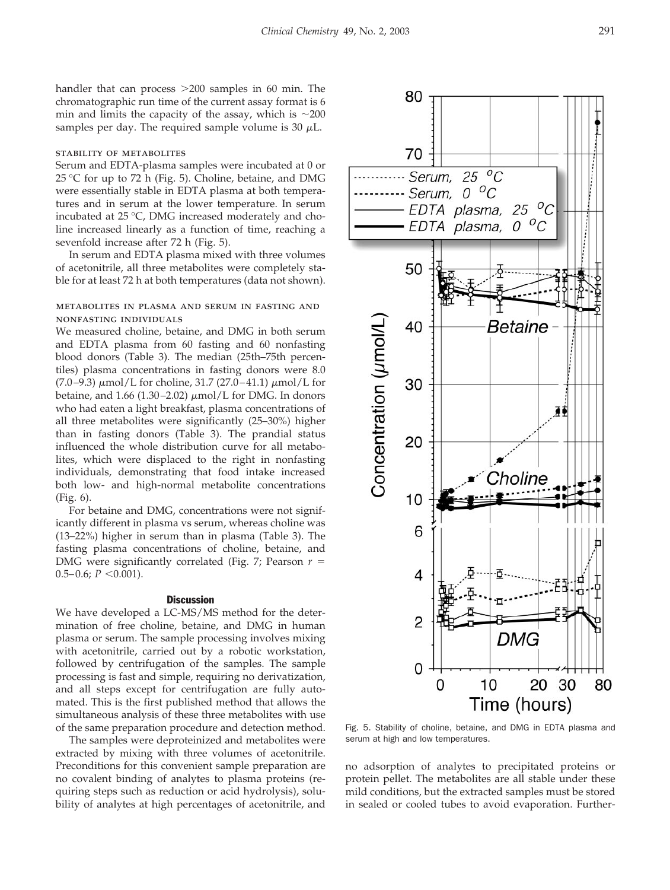handler that can process >200 samples in 60 min. The chromatographic run time of the current assay format is 6 min and limits the capacity of the assay, which is ~200 samples per day. The required sample volume is 30 μL.

### stability of metabolites

Serum and EDTA-plasma samples were incubated at 0 or 25 °C for up to 72 h (Fig. 5). Choline, betaine, and DMG were essentially stable in EDTA plasma at both temperatures and in serum at the lower temperature. In serum incubated at 25 °C, DMG increased moderately and choline increased linearly as a function of time, reaching a sevenfold increase after 72 h (Fig. 5).

In serum and EDTA plasma mixed with three volumes of acetonitrile, all three metabolites were completely stable for at least 72 h at both temperatures (data not shown).

### metabolites in plasma and serum in fasting and nonfasting individuals

We measured choline, betaine, and DMG in both serum and EDTA plasma from 60 fasting and 60 nonfasting blood donors (Table 3). The median (25th–75th percentiles) plasma concentrations in fasting donors were 8.0 (7.0–9.3) μmol/L for choline, 31.7 (27.0–41.1) μmol/L for betaine, and 1.66 (1.30–2.02) μmol/L for DMG. In donors who had eaten a light breakfast, plasma concentrations of all three metabolites were significantly (25–30%) higher than in fasting donors (Table 3). The prandial status influenced the whole distribution curve for all metabolites, which were displaced to the right in nonfasting individuals, demonstrating that food intake increased both low- and high-normal metabolite concentrations (Fig. 6).

For betaine and DMG, concentrations were not significantly different in plasma vs serum, whereas choline was (13–22%) higher in serum than in plasma (Table 3). The fasting plasma concentrations of choline, betaine, and DMG were significantly correlated (Fig. 7; Pearson $r$ = 0.5–0.6; $P$ <0.001).

## Discussion

We have developed a LC-MS/MS method for the determination of free choline, betaine, and DMG in human plasma or serum. The sample processing involves mixing with acetonitrile, carried out by a robotic workstation, followed by centrifugation of the samples. The sample processing is fast and simple, requiring no derivatization, and all steps except for centrifugation are fully automated. This is the first published method that allows the simultaneous analysis of these three metabolites with use of the same preparation procedure and detection method.

The samples were deproteinized and metabolites were extracted by mixing with three volumes of acetonitrile. Preconditions for this convenient sample preparation are no covalent binding of analytes to plasma proteins (requiring steps such as reduction or acid hydrolysis), solubility of analytes at high percentages of acetonitrile, and no adsorption of analytes to precipitated proteins or protein pellet. The metabolites are all stable under these mild conditions, but the extracted samples must be stored in sealed or cooled tubes to avoid evaporation. Further-

Fig. 5. Stability of choline, betaine, and DMG in EDTA plasma and serum at high and low temperatures.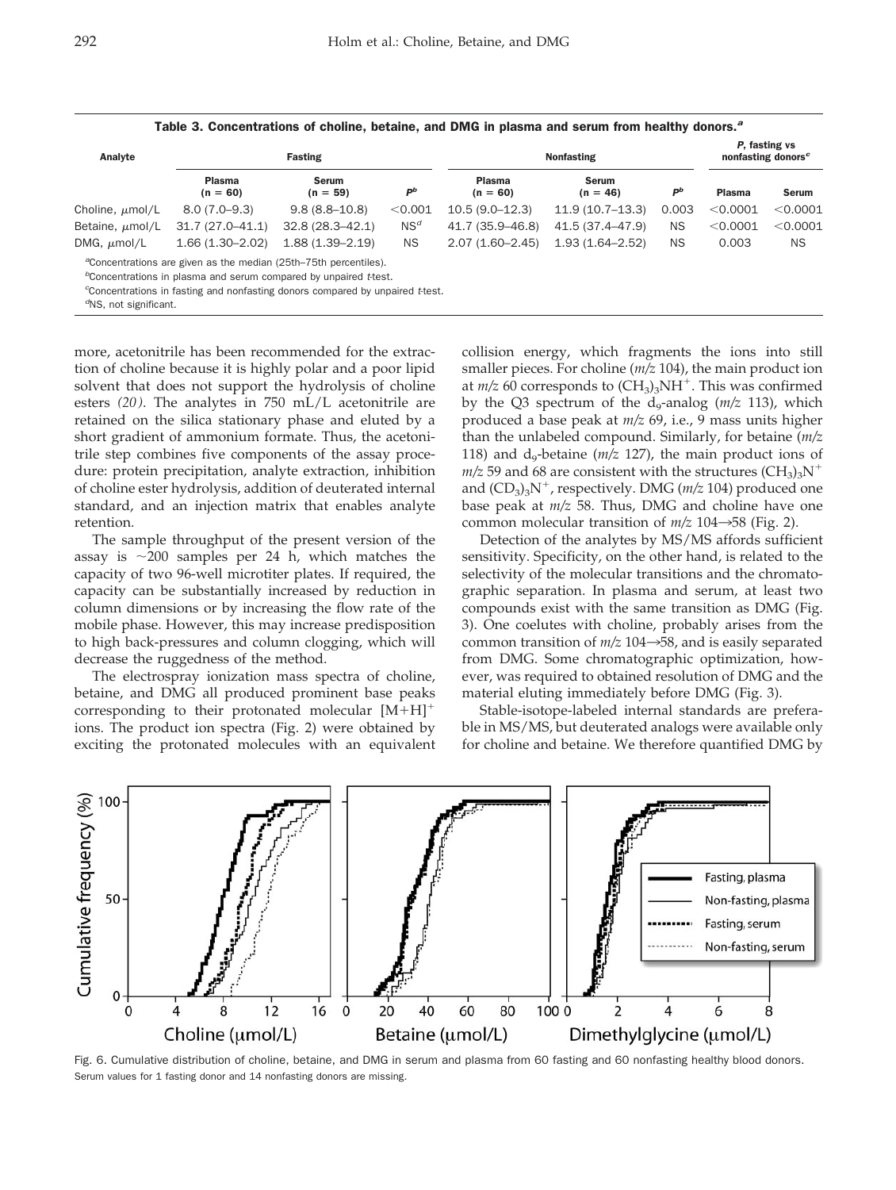Table 3. Concentrations of choline, betaine, and DMG in plasma and serum from healthy donors.[a]

| Analyte | Fasting | | | Nonfasting | | | P, fasting vs nonfasting donors[c] | |
|---|---|---|---|---|---|---|---|---|
| | Plasma (n = 60) | Serum (n = 59) | P[b] | Plasma (n = 60) | Serum (n = 46) | P[b] | Plasma | Serum |
| Choline, μmol/L | 8.0 (7.0–9.3) | 9.8 (8.8–10.8) | <0.001 | 10.5 (9.0–12.3) | 11.9 (10.7–13.3) | 0.003 | <0.0001 | <0.0001 |
| Betaine, μmol/L | 31.7 (27.0–41.1) | 32.8 (28.3–42.1) | NS[d] | 41.7 (35.9–46.8) | 41.5 (37.4–47.9) | NS | <0.0001 | <0.0001 |
| DMG, μmol/L | 1.66 (1.30–2.02) | 1.88 (1.39–2.19) | NS | 2.07 (1.60–2.45) | 1.93 (1.64–2.52) | NS | 0.003 | NS |

[a]Concentrations are given as the median (25th–75th percentiles).
[b]Concentrations in plasma and serum compared by unpaired t-test.
[c]Concentrations in fasting and nonfasting donors compared by unpaired t-test.
[d]NS, not significant.

more, acetonitrile has been recommended for the extraction of choline because it is highly polar and a poor lipid solvent that does not support the hydrolysis of choline esters *(20)*. The analytes in 750 mL/L acetonitrile are retained on the silica stationary phase and eluted by a short gradient of ammonium formate. Thus, the acetonitrile step combines five components of the assay procedure: protein precipitation, analyte extraction, inhibition of choline ester hydrolysis, addition of deuterated internal standard, and an injection matrix that enables analyte retention.

The sample throughput of the present version of the assay is ~200 samples per 24 h, which matches the capacity of two 96-well microtiter plates. If required, the capacity can be substantially increased by reduction in column dimensions or by increasing the flow rate of the mobile phase. However, this may increase predisposition to high back-pressures and column clogging, which will decrease the ruggedness of the method.

The electrospray ionization mass spectra of choline, betaine, and DMG all produced prominent base peaks corresponding to their protonated molecular $[M+H]^+$ ions. The product ion spectra (Fig. 2) were obtained by exciting the protonated molecules with an equivalent collision energy, which fragments the ions into still smaller pieces. For choline (*m/z* 104), the main product ion at *m/z* 60 corresponds to $(CH_3)_3NH^+$. This was confirmed by the Q3 spectrum of the $d_9$-analog (*m/z* 113), which produced a base peak at *m/z* 69, i.e., 9 mass units higher than the unlabeled compound. Similarly, for betaine (*m/z* 118) and $d_9$-betaine (*m/z* 127), the main product ions of *m/z* 59 and 68 are consistent with the structures $(CH_3)_3N^+$ and $(CD_3)_3N^+$, respectively. DMG (*m/z* 104) produced one base peak at *m/z* 58. Thus, DMG and choline have one common molecular transition of *m/z* 104→58 (Fig. 2).

Detection of the analytes by MS/MS affords sufficient sensitivity. Specificity, on the other hand, is related to the selectivity of the molecular transitions and the chromatographic separation. In plasma and serum, at least two compounds exist with the same transition as DMG (Fig. 3). One coelutes with choline, probably arises from the common transition of *m/z* 104→58, and is easily separated from DMG. Some chromatographic optimization, however, was required to obtained resolution of DMG and the material eluting immediately before DMG (Fig. 3).

Stable-isotope-labeled internal standards are preferable in MS/MS, but deuterated analogs were available only for choline and betaine. We therefore quantified DMG by

Fig. 6. Cumulative distribution of choline, betaine, and DMG in serum and plasma from 60 fasting and 60 nonfasting healthy blood donors. Serum values for 1 fasting donor and 14 nonfasting donors are missing.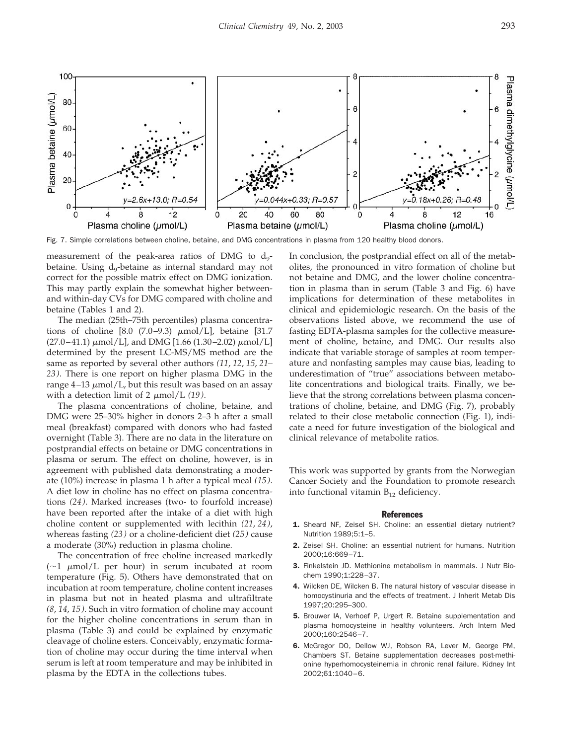Fig. 7. Simple correlations between choline, betaine, and DMG concentrations in plasma from 120 healthy blood donors.

measurement of the peak-area ratios of DMG to $d_9$-betaine. Using $d_9$-betaine as internal standard may not correct for the possible matrix effect on DMG ionization. This may partly explain the somewhat higher between- and within-day CVs for DMG compared with choline and betaine (Tables 1 and 2).

The median (25th–75th percentiles) plasma concentrations of choline [8.0 (7.0–9.3) $\mu$mol/L], betaine [31.7 (27.0–41.1) $\mu$mol/L], and DMG [1.66 (1.30–2.02) $\mu$mol/L] determined by the present LC-MS/MS method are the same as reported by several other authors *(11, 12, 15, 21–23)*. There is one report on higher plasma DMG in the range 4–13 $\mu$mol/L, but this result was based on an assay with a detection limit of 2 $\mu$mol/L *(19)*.

The plasma concentrations of choline, betaine, and DMG were 25–30% higher in donors 2–3 h after a small meal (breakfast) compared with donors who had fasted overnight (Table 3). There are no data in the literature on postprandial effects on betaine or DMG concentrations in plasma or serum. The effect on choline, however, is in agreement with published data demonstrating a moderate (10%) increase in plasma 1 h after a typical meal *(15)*. A diet low in choline has no effect on plasma concentrations *(24)*. Marked increases (two- to fourfold increase) have been reported after the intake of a diet with high choline content or supplemented with lecithin *(21, 24)*, whereas fasting *(23)* or a choline-deficient diet *(25)* cause a moderate (30%) reduction in plasma choline.

The concentration of free choline increased markedly (~1 $\mu$mol/L per hour) in serum incubated at room temperature (Fig. 5). Others have demonstrated that on incubation at room temperature, choline content increases in plasma but not in heated plasma and ultrafiltrate *(8, 14, 15)*. Such in vitro formation of choline may account for the higher choline concentrations in serum than in plasma (Table 3) and could be explained by enzymatic cleavage of choline esters. Conceivably, enzymatic formation of choline may occur during the time interval when serum is left at room temperature and may be inhibited in plasma by the EDTA in the collections tubes.

In conclusion, the postprandial effect on all of the metabolites, the pronounced in vitro formation of choline but not betaine and DMG, and the lower choline concentration in plasma than in serum (Table 3 and Fig. 6) have implications for determination of these metabolites in clinical and epidemiologic research. On the basis of the observations listed above, we recommend the use of fasting EDTA-plasma samples for the collective measurement of choline, betaine, and DMG. Our results also indicate that variable storage of samples at room temperature and nonfasting samples may cause bias, leading to underestimation of "true" associations between metabolite concentrations and biological traits. Finally, we believe that the strong correlations between plasma concentrations of choline, betaine, and DMG (Fig. 7), probably related to their close metabolic connection (Fig. 1), indicate a need for future investigation of the biological and clinical relevance of metabolite ratios.

This work was supported by grants from the Norwegian Cancer Society and the Foundation to promote research into functional vitamin $B_{12}$ deficiency.

## References

1. Sheard NF, Zeisel SH. Choline: an essential dietary nutrient? Nutrition 1989;5:1–5.
2. Zeisel SH. Choline: an essential nutrient for humans. Nutrition 2000;16:669–71.
3. Finkelstein JD. Methionine metabolism in mammals. J Nutr Biochem 1990;1:228–37.
4. Wilcken DE, Wilcken B. The natural history of vascular disease in homocystinuria and the effects of treatment. J Inherit Metab Dis 1997;20:295–300.
5. Brouwer IA, Verhoef P, Urgert R. Betaine supplementation and plasma homocysteine in healthy volunteers. Arch Intern Med 2000;160:2546–7.
6. McGregor DO, Dellow WJ, Robson RA, Lever M, George PM, Chambers ST. Betaine supplementation decreases post-methionine hyperhomocysteinemia in chronic renal failure. Kidney Int 2002;61:1040–6.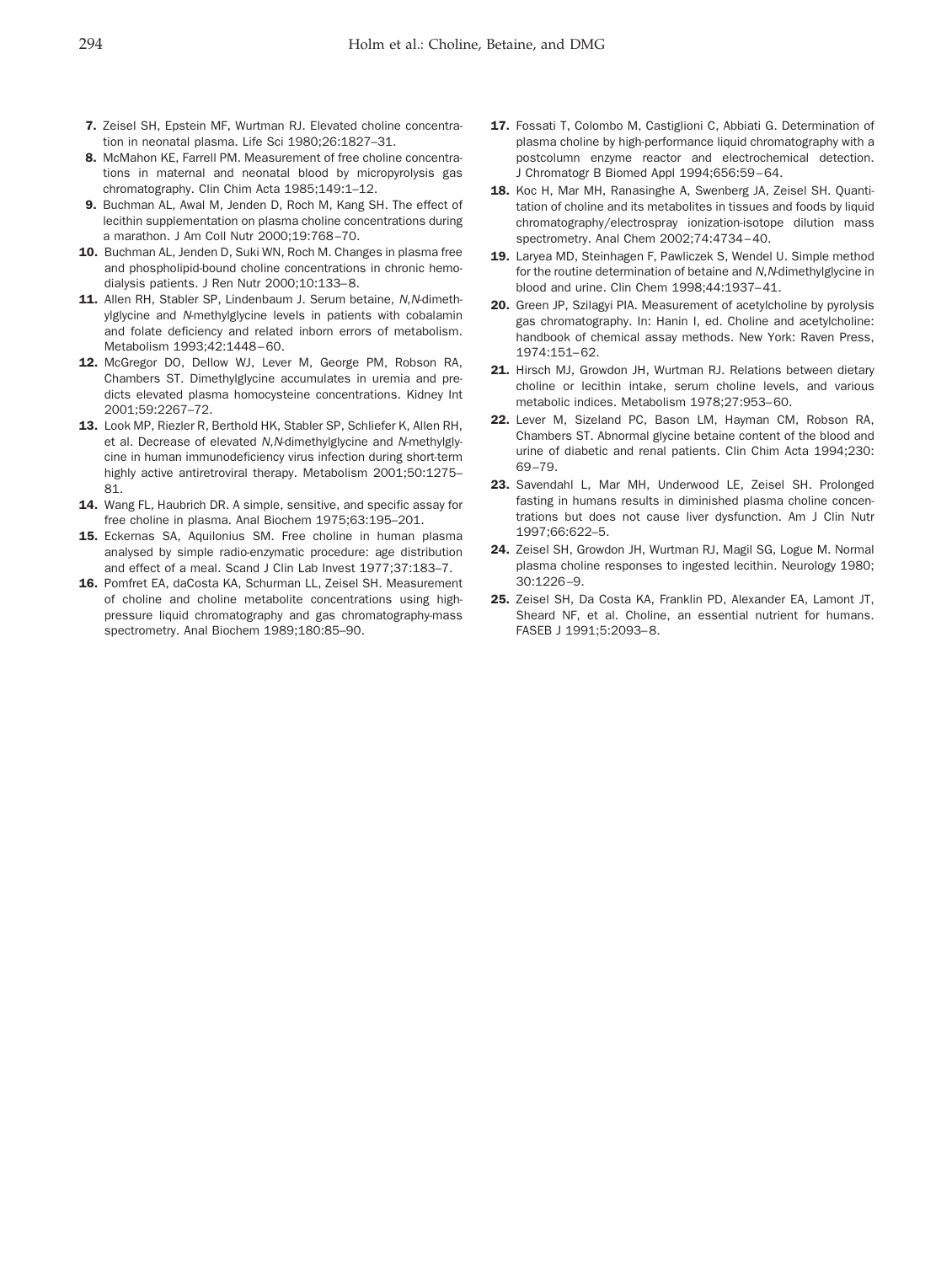7. Zeisel SH, Epstein MF, Wurtman RJ. Elevated choline concentration in neonatal plasma. Life Sci 1980;26:1827–31.
8. McMahon KE, Farrell PM. Measurement of free choline concentrations in maternal and neonatal blood by micropyrolysis gas chromatography. Clin Chim Acta 1985;149:1–12.
9. Buchman AL, Awal M, Jenden D, Roch M, Kang SH. The effect of lecithin supplementation on plasma choline concentrations during a marathon. J Am Coll Nutr 2000;19:768–70.
10. Buchman AL, Jenden D, Suki WN, Roch M. Changes in plasma free and phospholipid-bound choline concentrations in chronic hemodialysis patients. J Ren Nutr 2000;10:133–8.
11. Allen RH, Stabler SP, Lindenbaum J. Serum betaine, *N,N*-dimethylglycine and *N*-methylglycine levels in patients with cobalamin and folate deficiency and related inborn errors of metabolism. Metabolism 1993;42:1448–60.
12. McGregor DO, Dellow WJ, Lever M, George PM, Robson RA, Chambers ST. Dimethylglycine accumulates in uremia and predicts elevated plasma homocysteine concentrations. Kidney Int 2001;59:2267–72.
13. Look MP, Riezler R, Berthold HK, Stabler SP, Schliefer K, Allen RH, et al. Decrease of elevated *N,N*-dimethylglycine and *N*-methylglycine in human immunodeficiency virus infection during short-term highly active antiretroviral therapy. Metabolism 2001;50:1275–81.
14. Wang FL, Haubrich DR. A simple, sensitive, and specific assay for free choline in plasma. Anal Biochem 1975;63:195–201.
15. Eckernas SA, Aquilonius SM. Free choline in human plasma analysed by simple radio-enzymatic procedure: age distribution and effect of a meal. Scand J Clin Lab Invest 1977;37:183–7.
16. Pomfret EA, daCosta KA, Schurman LL, Zeisel SH. Measurement of choline and choline metabolite concentrations using high-pressure liquid chromatography and gas chromatography-mass spectrometry. Anal Biochem 1989;180:85–90.
17. Fossati T, Colombo M, Castiglioni C, Abbiati G. Determination of plasma choline by high-performance liquid chromatography with a postcolumn enzyme reactor and electrochemical detection. J Chromatogr B Biomed Appl 1994;656:59–64.
18. Koc H, Mar MH, Ranasinghe A, Swenberg JA, Zeisel SH. Quantitation of choline and its metabolites in tissues and foods by liquid chromatography/electrospray ionization-isotope dilution mass spectrometry. Anal Chem 2002;74:4734–40.
19. Laryea MD, Steinhagen F, Pawliczek S, Wendel U. Simple method for the routine determination of betaine and *N,N*-dimethylglycine in blood and urine. Clin Chem 1998;44:1937–41.
20. Green JP, Szilagyi PIA. Measurement of acetylcholine by pyrolysis gas chromatography. In: Hanin I, ed. Choline and acetylcholine: handbook of chemical assay methods. New York: Raven Press, 1974:151–62.
21. Hirsch MJ, Growdon JH, Wurtman RJ. Relations between dietary choline or lecithin intake, serum choline levels, and various metabolic indices. Metabolism 1978;27:953–60.
22. Lever M, Sizeland PC, Bason LM, Hayman CM, Robson RA, Chambers ST. Abnormal glycine betaine content of the blood and urine of diabetic and renal patients. Clin Chim Acta 1994;230:69–79.
23. Savendahl L, Mar MH, Underwood LE, Zeisel SH. Prolonged fasting in humans results in diminished plasma choline concentrations but does not cause liver dysfunction. Am J Clin Nutr 1997;66:622–5.
24. Zeisel SH, Growdon JH, Wurtman RJ, Magil SG, Logue M. Normal plasma choline responses to ingested lecithin. Neurology 1980;30:1226–9.
25. Zeisel SH, Da Costa KA, Franklin PD, Alexander EA, Lamont JT, Sheard NF, et al. Choline, an essential nutrient for humans. FASEB J 1991;5:2093–8.